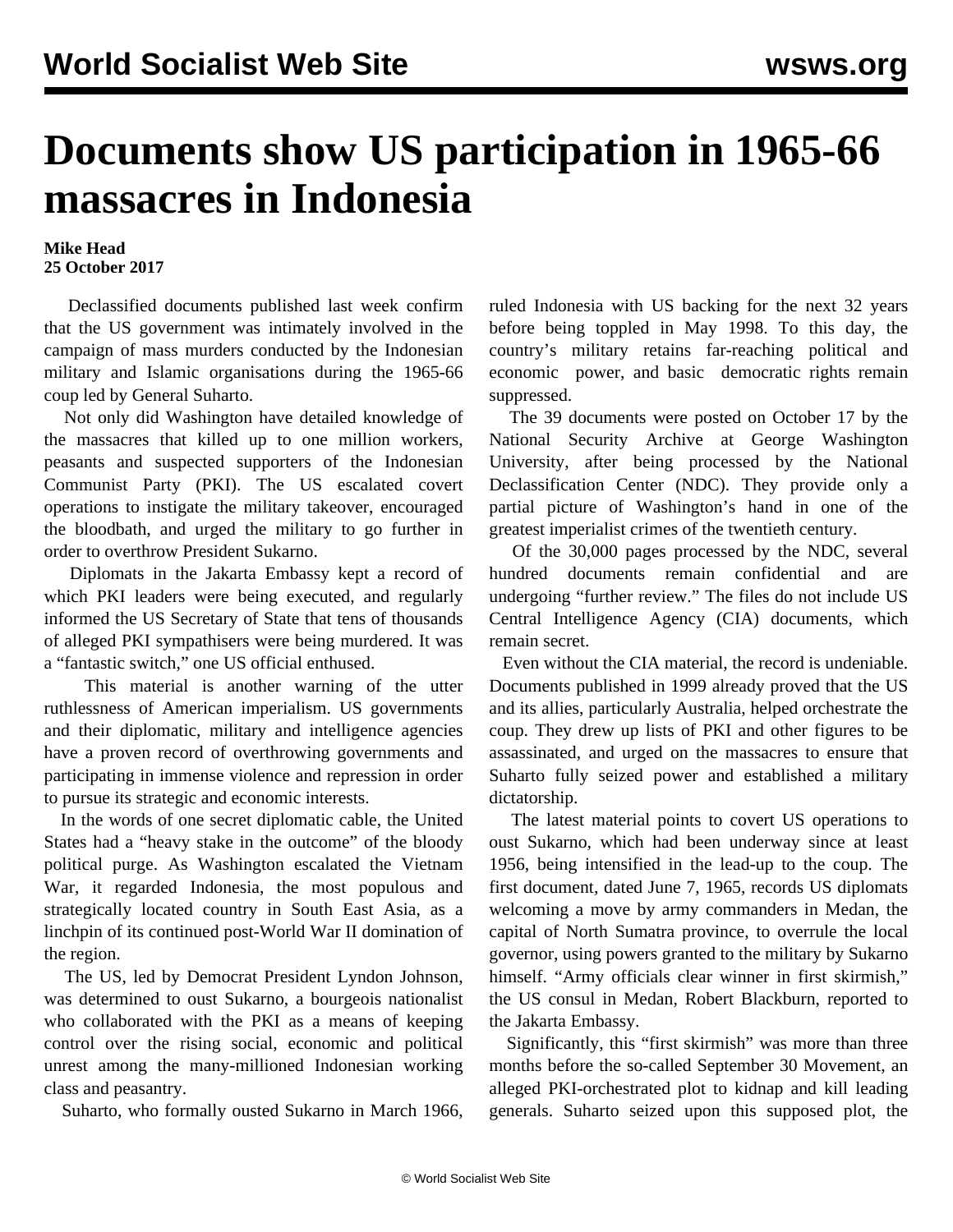# Documents show US participation in 1965-66 massacres in Indonesia

**Mike Head**
**25 October 2017**

Declassified documents published last week confirm that the US government was intimately involved in the campaign of mass murders conducted by the Indonesian military and Islamic organisations during the 1965-66 coup led by General Suharto.

Not only did Washington have detailed knowledge of the massacres that killed up to one million workers, peasants and suspected supporters of the Indonesian Communist Party (PKI). The US escalated covert operations to instigate the military takeover, encouraged the bloodbath, and urged the military to go further in order to overthrow President Sukarno.

Diplomats in the Jakarta Embassy kept a record of which PKI leaders were being executed, and regularly informed the US Secretary of State that tens of thousands of alleged PKI sympathisers were being murdered. It was a "fantastic switch," one US official enthused.

This material is another warning of the utter ruthlessness of American imperialism. US governments and their diplomatic, military and intelligence agencies have a proven record of overthrowing governments and participating in immense violence and repression in order to pursue its strategic and economic interests.

In the words of one secret diplomatic cable, the United States had a "heavy stake in the outcome" of the bloody political purge. As Washington escalated the Vietnam War, it regarded Indonesia, the most populous and strategically located country in South East Asia, as a linchpin of its continued post-World War II domination of the region.

The US, led by Democrat President Lyndon Johnson, was determined to oust Sukarno, a bourgeois nationalist who collaborated with the PKI as a means of keeping control over the rising social, economic and political unrest among the many-millioned Indonesian working class and peasantry.

Suharto, who formally ousted Sukarno in March 1966, ruled Indonesia with US backing for the next 32 years before being toppled in May 1998. To this day, the country's military retains far-reaching political and economic power, and basic democratic rights remain suppressed.

The 39 documents were posted on October 17 by the National Security Archive at George Washington University, after being processed by the National Declassification Center (NDC). They provide only a partial picture of Washington's hand in one of the greatest imperialist crimes of the twentieth century.

Of the 30,000 pages processed by the NDC, several hundred documents remain confidential and are undergoing "further review." The files do not include US Central Intelligence Agency (CIA) documents, which remain secret.

Even without the CIA material, the record is undeniable. Documents published in 1999 already proved that the US and its allies, particularly Australia, helped orchestrate the coup. They drew up lists of PKI and other figures to be assassinated, and urged on the massacres to ensure that Suharto fully seized power and established a military dictatorship.

The latest material points to covert US operations to oust Sukarno, which had been underway since at least 1956, being intensified in the lead-up to the coup. The first document, dated June 7, 1965, records US diplomats welcoming a move by army commanders in Medan, the capital of North Sumatra province, to overrule the local governor, using powers granted to the military by Sukarno himself. "Army officials clear winner in first skirmish," the US consul in Medan, Robert Blackburn, reported to the Jakarta Embassy.

Significantly, this "first skirmish" was more than three months before the so-called September 30 Movement, an alleged PKI-orchestrated plot to kidnap and kill leading generals. Suharto seized upon this supposed plot, the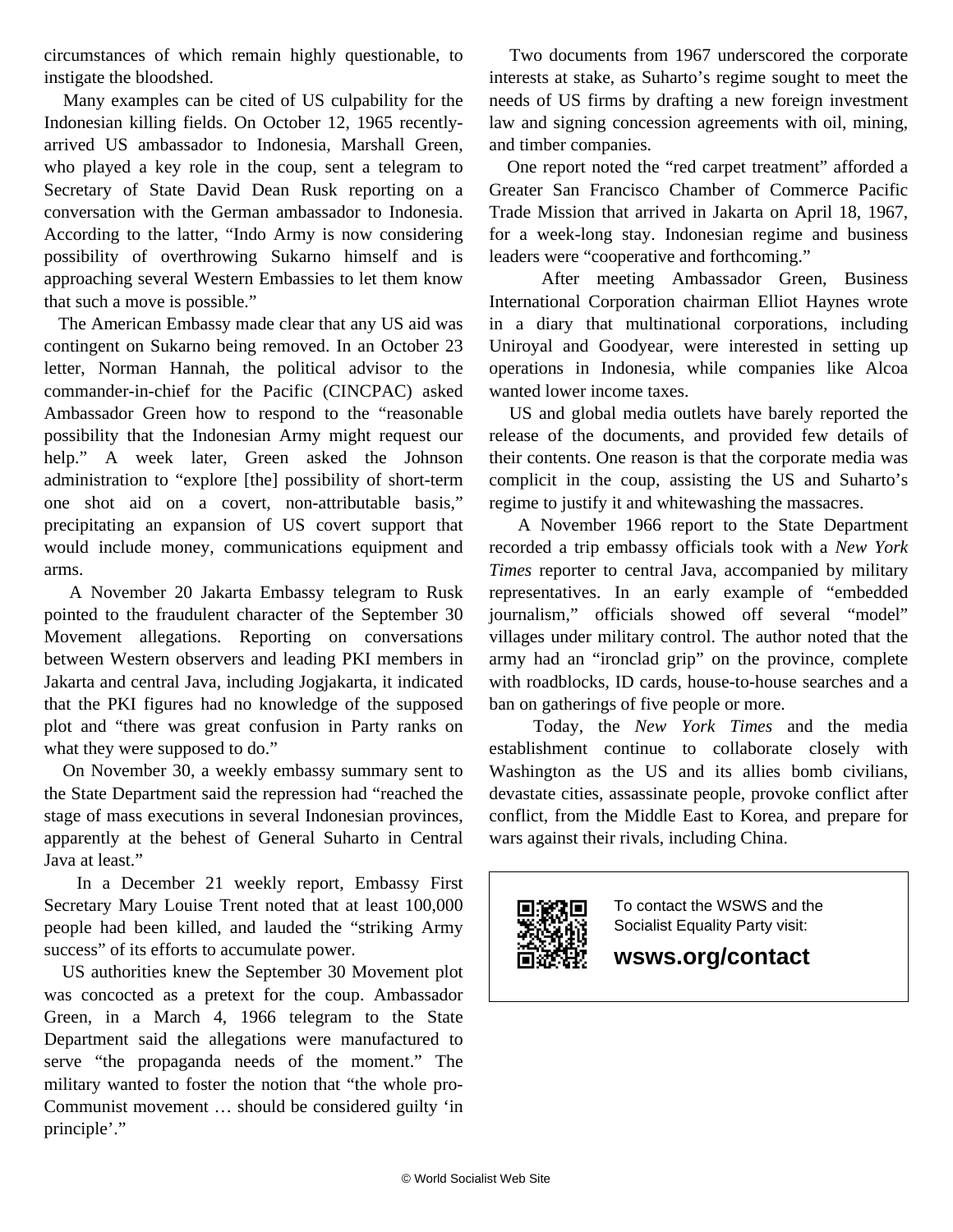circumstances of which remain highly questionable, to instigate the bloodshed.

Many examples can be cited of US culpability for the Indonesian killing fields. On October 12, 1965 recently-arrived US ambassador to Indonesia, Marshall Green, who played a key role in the coup, sent a telegram to Secretary of State David Dean Rusk reporting on a conversation with the German ambassador to Indonesia. According to the latter, "Indo Army is now considering possibility of overthrowing Sukarno himself and is approaching several Western Embassies to let them know that such a move is possible."

The American Embassy made clear that any US aid was contingent on Sukarno being removed. In an October 23 letter, Norman Hannah, the political advisor to the commander-in-chief for the Pacific (CINCPAC) asked Ambassador Green how to respond to the "reasonable possibility that the Indonesian Army might request our help." A week later, Green asked the Johnson administration to "explore [the] possibility of short-term one shot aid on a covert, non-attributable basis," precipitating an expansion of US covert support that would include money, communications equipment and arms.

A November 20 Jakarta Embassy telegram to Rusk pointed to the fraudulent character of the September 30 Movement allegations. Reporting on conversations between Western observers and leading PKI members in Jakarta and central Java, including Jogjakarta, it indicated that the PKI figures had no knowledge of the supposed plot and "there was great confusion in Party ranks on what they were supposed to do."

On November 30, a weekly embassy summary sent to the State Department said the repression had "reached the stage of mass executions in several Indonesian provinces, apparently at the behest of General Suharto in Central Java at least."

In a December 21 weekly report, Embassy First Secretary Mary Louise Trent noted that at least 100,000 people had been killed, and lauded the "striking Army success" of its efforts to accumulate power.

US authorities knew the September 30 Movement plot was concocted as a pretext for the coup. Ambassador Green, in a March 4, 1966 telegram to the State Department said the allegations were manufactured to serve "the propaganda needs of the moment." The military wanted to foster the notion that "the whole pro-Communist movement … should be considered guilty 'in principle'."

Two documents from 1967 underscored the corporate interests at stake, as Suharto's regime sought to meet the needs of US firms by drafting a new foreign investment law and signing concession agreements with oil, mining, and timber companies.

One report noted the "red carpet treatment" afforded a Greater San Francisco Chamber of Commerce Pacific Trade Mission that arrived in Jakarta on April 18, 1967, for a week-long stay. Indonesian regime and business leaders were "cooperative and forthcoming."

After meeting Ambassador Green, Business International Corporation chairman Elliot Haynes wrote in a diary that multinational corporations, including Uniroyal and Goodyear, were interested in setting up operations in Indonesia, while companies like Alcoa wanted lower income taxes.

US and global media outlets have barely reported the release of the documents, and provided few details of their contents. One reason is that the corporate media was complicit in the coup, assisting the US and Suharto's regime to justify it and whitewashing the massacres.

A November 1966 report to the State Department recorded a trip embassy officials took with a *New York Times* reporter to central Java, accompanied by military representatives. In an early example of "embedded journalism," officials showed off several "model" villages under military control. The author noted that the army had an "ironclad grip" on the province, complete with roadblocks, ID cards, house-to-house searches and a ban on gatherings of five people or more.

Today, the *New York Times* and the media establishment continue to collaborate closely with Washington as the US and its allies bomb civilians, devastate cities, assassinate people, provoke conflict after conflict, from the Middle East to Korea, and prepare for wars against their rivals, including China.

To contact the WSWS and the Socialist Equality Party visit:

**wsws.org/contact**